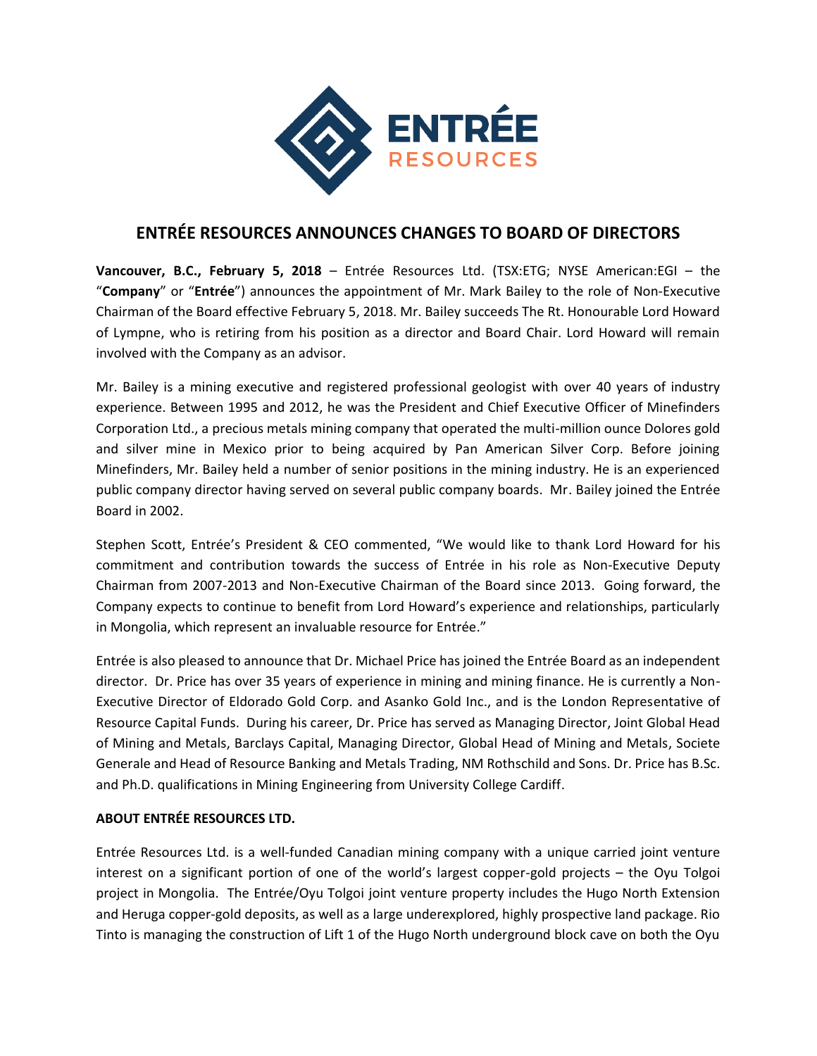# ENTRÉE RESOURCES ANNOUNCES CHANGES TO BOARD OF DIRECTORS

**Vancouver, B.C., February 5, 2018** – Entrée Resources Ltd. (TSX:ETG; NYSE American:EGI – the "**Company**" or "**Entrée**") announces the appointment of Mr. Mark Bailey to the role of Non-Executive Chairman of the Board effective February 5, 2018. Mr. Bailey succeeds The Rt. Honourable Lord Howard of Lympne, who is retiring from his position as a director and Board Chair. Lord Howard will remain involved with the Company as an advisor.

Mr. Bailey is a mining executive and registered professional geologist with over 40 years of industry experience. Between 1995 and 2012, he was the President and Chief Executive Officer of Minefinders Corporation Ltd., a precious metals mining company that operated the multi-million ounce Dolores gold and silver mine in Mexico prior to being acquired by Pan American Silver Corp. Before joining Minefinders, Mr. Bailey held a number of senior positions in the mining industry. He is an experienced public company director having served on several public company boards. Mr. Bailey joined the Entrée Board in 2002.

Stephen Scott, Entrée's President & CEO commented, "We would like to thank Lord Howard for his commitment and contribution towards the success of Entrée in his role as Non-Executive Deputy Chairman from 2007-2013 and Non-Executive Chairman of the Board since 2013. Going forward, the Company expects to continue to benefit from Lord Howard's experience and relationships, particularly in Mongolia, which represent an invaluable resource for Entrée."

Entrée is also pleased to announce that Dr. Michael Price has joined the Entrée Board as an independent director. Dr. Price has over 35 years of experience in mining and mining finance. He is currently a Non-Executive Director of Eldorado Gold Corp. and Asanko Gold Inc., and is the London Representative of Resource Capital Funds. During his career, Dr. Price has served as Managing Director, Joint Global Head of Mining and Metals, Barclays Capital, Managing Director, Global Head of Mining and Metals, Societe Generale and Head of Resource Banking and Metals Trading, NM Rothschild and Sons. Dr. Price has B.Sc. and Ph.D. qualifications in Mining Engineering from University College Cardiff.

## ABOUT ENTRÉE RESOURCES LTD.

Entrée Resources Ltd. is a well-funded Canadian mining company with a unique carried joint venture interest on a significant portion of one of the world's largest copper-gold projects – the Oyu Tolgoi project in Mongolia. The Entrée/Oyu Tolgoi joint venture property includes the Hugo North Extension and Heruga copper-gold deposits, as well as a large underexplored, highly prospective land package. Rio Tinto is managing the construction of Lift 1 of the Hugo North underground block cave on both the Oyu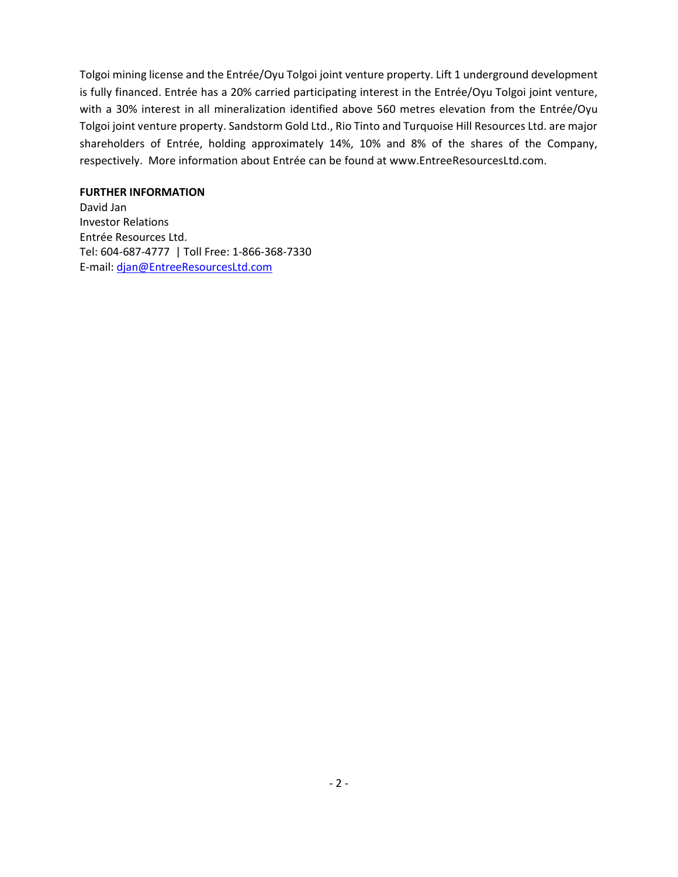Tolgoi mining license and the Entrée/Oyu Tolgoi joint venture property. Lift 1 underground development is fully financed. Entrée has a 20% carried participating interest in the Entrée/Oyu Tolgoi joint venture, with a 30% interest in all mineralization identified above 560 metres elevation from the Entrée/Oyu Tolgoi joint venture property. Sandstorm Gold Ltd., Rio Tinto and Turquoise Hill Resources Ltd. are major shareholders of Entrée, holding approximately 14%, 10% and 8% of the shares of the Company, respectively. More information about Entrée can be found at www.EntreeResourcesLtd.com.

**FURTHER INFORMATION**

David Jan
Investor Relations
Entrée Resources Ltd.
Tel: 604-687-4777 | Toll Free: 1-866-368-7330
E-mail: djan@EntreeResourcesLtd.com